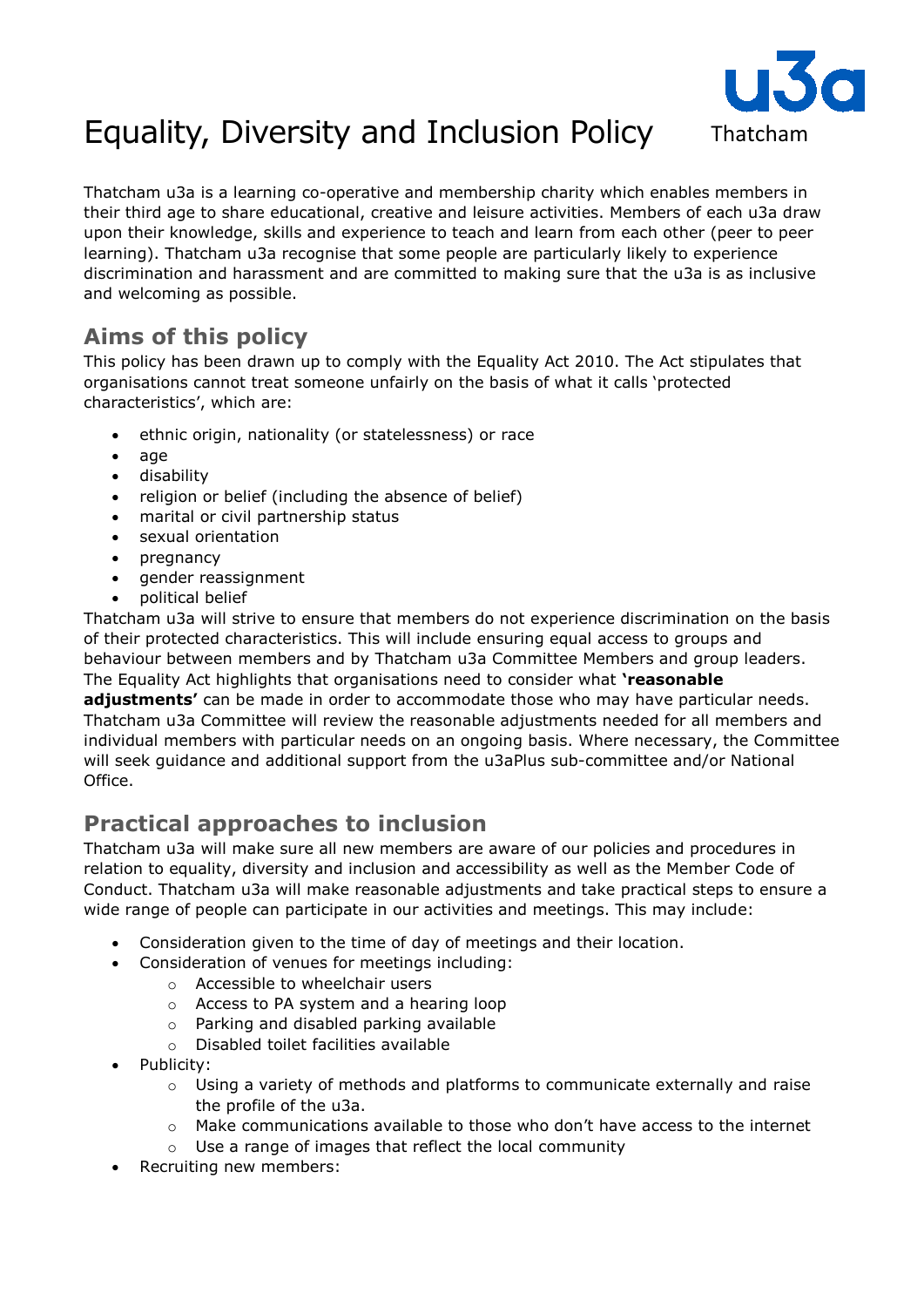# Equality, Diversity and Inclusion Policy

u3a Thatcham

Thatcham u3a is a learning co-operative and membership charity which enables members in their third age to share educational, creative and leisure activities. Members of each u3a draw upon their knowledge, skills and experience to teach and learn from each other (peer to peer learning). Thatcham u3a recognise that some people are particularly likely to experience discrimination and harassment and are committed to making sure that the u3a is as inclusive and welcoming as possible.

## Aims of this policy

This policy has been drawn up to comply with the Equality Act 2010. The Act stipulates that organisations cannot treat someone unfairly on the basis of what it calls 'protected characteristics', which are:

- ethnic origin, nationality (or statelessness) or race
- age
- disability
- religion or belief (including the absence of belief)
- marital or civil partnership status
- sexual orientation
- pregnancy
- gender reassignment
- political belief

Thatcham u3a will strive to ensure that members do not experience discrimination on the basis of their protected characteristics. This will include ensuring equal access to groups and behaviour between members and by Thatcham u3a Committee Members and group leaders. The Equality Act highlights that organisations need to consider what **'reasonable adjustments'** can be made in order to accommodate those who may have particular needs. Thatcham u3a Committee will review the reasonable adjustments needed for all members and individual members with particular needs on an ongoing basis. Where necessary, the Committee will seek guidance and additional support from the u3aPlus sub-committee and/or National Office.

## Practical approaches to inclusion

Thatcham u3a will make sure all new members are aware of our policies and procedures in relation to equality, diversity and inclusion and accessibility as well as the Member Code of Conduct. Thatcham u3a will make reasonable adjustments and take practical steps to ensure a wide range of people can participate in our activities and meetings. This may include:

- Consideration given to the time of day of meetings and their location.
- Consideration of venues for meetings including:
  - Accessible to wheelchair users
  - Access to PA system and a hearing loop
  - Parking and disabled parking available
  - Disabled toilet facilities available
- Publicity:
  - Using a variety of methods and platforms to communicate externally and raise the profile of the u3a.
  - Make communications available to those who don't have access to the internet
  - Use a range of images that reflect the local community
- Recruiting new members: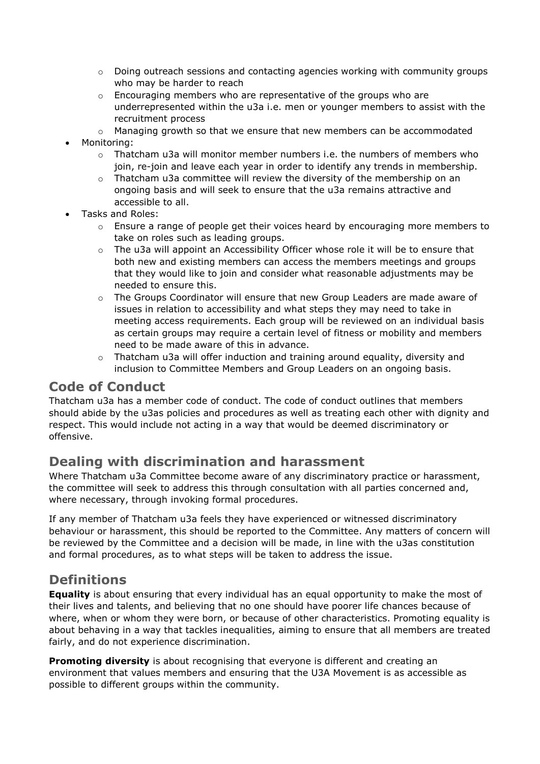- Doing outreach sessions and contacting agencies working with community groups who may be harder to reach
    - Encouraging members who are representative of the groups who are underrepresented within the u3a i.e. men or younger members to assist with the recruitment process
    - Managing growth so that we ensure that new members can be accommodated
- Monitoring:
    - Thatcham u3a will monitor member numbers i.e. the numbers of members who join, re-join and leave each year in order to identify any trends in membership.
    - Thatcham u3a committee will review the diversity of the membership on an ongoing basis and will seek to ensure that the u3a remains attractive and accessible to all.
- Tasks and Roles:
    - Ensure a range of people get their voices heard by encouraging more members to take on roles such as leading groups.
    - The u3a will appoint an Accessibility Officer whose role it will be to ensure that both new and existing members can access the members meetings and groups that they would like to join and consider what reasonable adjustments may be needed to ensure this.
    - The Groups Coordinator will ensure that new Group Leaders are made aware of issues in relation to accessibility and what steps they may need to take in meeting access requirements. Each group will be reviewed on an individual basis as certain groups may require a certain level of fitness or mobility and members need to be made aware of this in advance.
    - Thatcham u3a will offer induction and training around equality, diversity and inclusion to Committee Members and Group Leaders on an ongoing basis.

## Code of Conduct

Thatcham u3a has a member code of conduct. The code of conduct outlines that members should abide by the u3as policies and procedures as well as treating each other with dignity and respect. This would include not acting in a way that would be deemed discriminatory or offensive.

## Dealing with discrimination and harassment

Where Thatcham u3a Committee become aware of any discriminatory practice or harassment, the committee will seek to address this through consultation with all parties concerned and, where necessary, through invoking formal procedures.

If any member of Thatcham u3a feels they have experienced or witnessed discriminatory behaviour or harassment, this should be reported to the Committee. Any matters of concern will be reviewed by the Committee and a decision will be made, in line with the u3as constitution and formal procedures, as to what steps will be taken to address the issue.

## Definitions

**Equality** is about ensuring that every individual has an equal opportunity to make the most of their lives and talents, and believing that no one should have poorer life chances because of where, when or whom they were born, or because of other characteristics. Promoting equality is about behaving in a way that tackles inequalities, aiming to ensure that all members are treated fairly, and do not experience discrimination.

**Promoting diversity** is about recognising that everyone is different and creating an environment that values members and ensuring that the U3A Movement is as accessible as possible to different groups within the community.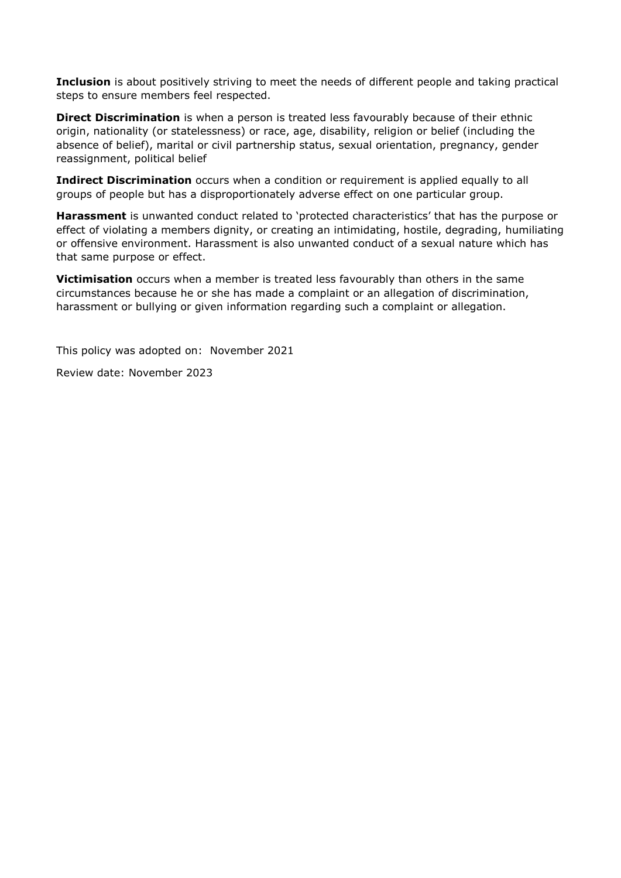**Inclusion** is about positively striving to meet the needs of different people and taking practical steps to ensure members feel respected.

**Direct Discrimination** is when a person is treated less favourably because of their ethnic origin, nationality (or statelessness) or race, age, disability, religion or belief (including the absence of belief), marital or civil partnership status, sexual orientation, pregnancy, gender reassignment, political belief

**Indirect Discrimination** occurs when a condition or requirement is applied equally to all groups of people but has a disproportionately adverse effect on one particular group.

**Harassment** is unwanted conduct related to 'protected characteristics' that has the purpose or effect of violating a members dignity, or creating an intimidating, hostile, degrading, humiliating or offensive environment. Harassment is also unwanted conduct of a sexual nature which has that same purpose or effect.

**Victimisation** occurs when a member is treated less favourably than others in the same circumstances because he or she has made a complaint or an allegation of discrimination, harassment or bullying or given information regarding such a complaint or allegation.

This policy was adopted on: November 2021

Review date: November 2023